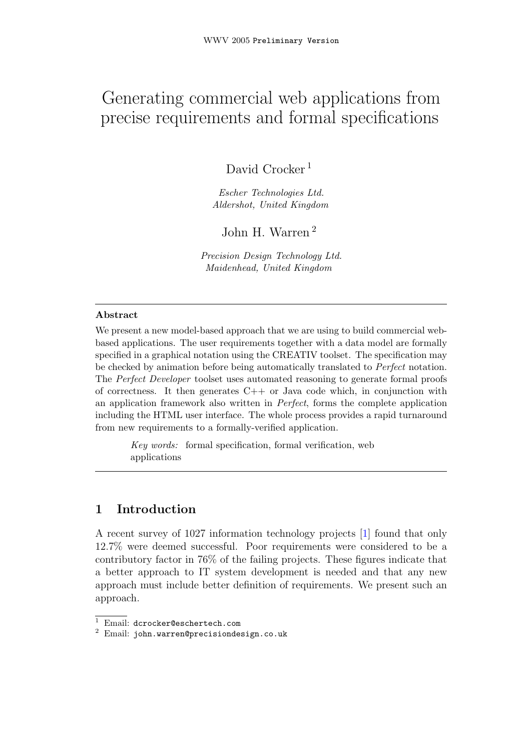# Generating commercial web applications from precise requirements and formal specifications

David Crocker [1]

*Escher Technologies Ltd.*
*Aldershot, United Kingdom*

John H. Warren [2]

*Precision Design Technology Ltd.*
*Maidenhead, United Kingdom*

---

**Abstract**

We present a new model-based approach that we are using to build commercial web-based applications. The user requirements together with a data model are formally specified in a graphical notation using the CREATIV toolset. The specification may be checked by animation before being automatically translated to *Perfect* notation. The *Perfect Developer* toolset uses automated reasoning to generate formal proofs of correctness. It then generates C++ or Java code which, in conjunction with an application framework also written in *Perfect*, forms the complete application including the HTML user interface. The whole process provides a rapid turnaround from new requirements to a formally-verified application.

*Key words:* formal specification, formal verification, web applications

---

## 1 Introduction

A recent survey of 1027 information technology projects [1] found that only 12.7% were deemed successful. Poor requirements were considered to be a contributory factor in 76% of the failing projects. These figures indicate that a better approach to IT system development is needed and that any new approach must include better definition of requirements. We present such an approach.

---

[1] Email: `dcrocker@eschertech.com`
[2] Email: `john.warren@precisiondesign.co.uk`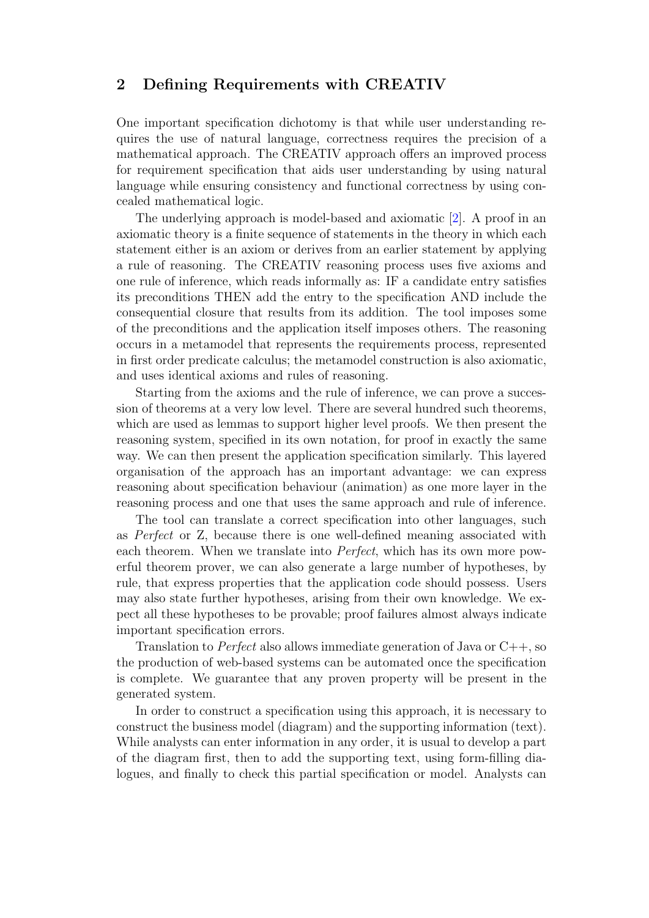## 2 Defining Requirements with CREATIV

One important specification dichotomy is that while user understanding requires the use of natural language, correctness requires the precision of a mathematical approach. The CREATIV approach offers an improved process for requirement specification that aids user understanding by using natural language while ensuring consistency and functional correctness by using concealed mathematical logic.

The underlying approach is model-based and axiomatic [2]. A proof in an axiomatic theory is a finite sequence of statements in the theory in which each statement either is an axiom or derives from an earlier statement by applying a rule of reasoning. The CREATIV reasoning process uses five axioms and one rule of inference, which reads informally as: IF a candidate entry satisfies its preconditions THEN add the entry to the specification AND include the consequential closure that results from its addition. The tool imposes some of the preconditions and the application itself imposes others. The reasoning occurs in a metamodel that represents the requirements process, represented in first order predicate calculus; the metamodel construction is also axiomatic, and uses identical axioms and rules of reasoning.

Starting from the axioms and the rule of inference, we can prove a succession of theorems at a very low level. There are several hundred such theorems, which are used as lemmas to support higher level proofs. We then present the reasoning system, specified in its own notation, for proof in exactly the same way. We can then present the application specification similarly. This layered organisation of the approach has an important advantage: we can express reasoning about specification behaviour (animation) as one more layer in the reasoning process and one that uses the same approach and rule of inference.

The tool can translate a correct specification into other languages, such as *Perfect* or Z, because there is one well-defined meaning associated with each theorem. When we translate into *Perfect*, which has its own more powerful theorem prover, we can also generate a large number of hypotheses, by rule, that express properties that the application code should possess. Users may also state further hypotheses, arising from their own knowledge. We expect all these hypotheses to be provable; proof failures almost always indicate important specification errors.

Translation to *Perfect* also allows immediate generation of Java or C++, so the production of web-based systems can be automated once the specification is complete. We guarantee that any proven property will be present in the generated system.

In order to construct a specification using this approach, it is necessary to construct the business model (diagram) and the supporting information (text). While analysts can enter information in any order, it is usual to develop a part of the diagram first, then to add the supporting text, using form-filling dialogues, and finally to check this partial specification or model. Analysts can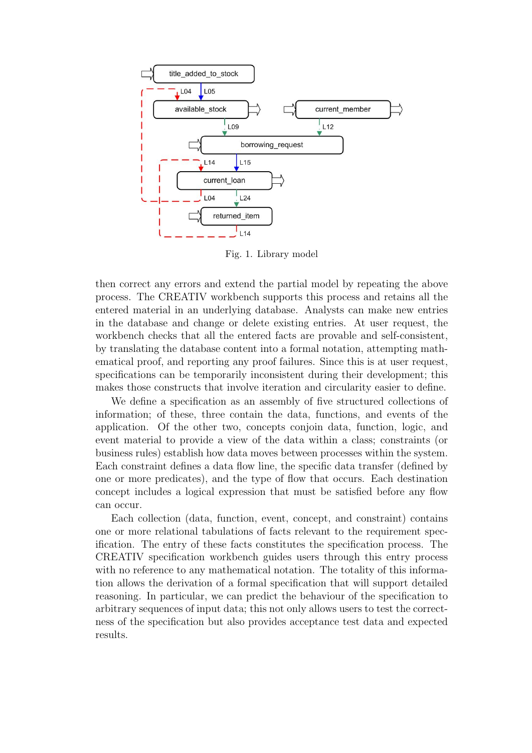Fig. 1. Library model

then correct any errors and extend the partial model by repeating the above process. The CREATIV workbench supports this process and retains all the entered material in an underlying database. Analysts can make new entries in the database and change or delete existing entries. At user request, the workbench checks that all the entered facts are provable and self-consistent, by translating the database content into a formal notation, attempting mathematical proof, and reporting any proof failures. Since this is at user request, specifications can be temporarily inconsistent during their development; this makes those constructs that involve iteration and circularity easier to define.

We define a specification as an assembly of five structured collections of information; of these, three contain the data, functions, and events of the application. Of the other two, concepts conjoin data, function, logic, and event material to provide a view of the data within a class; constraints (or business rules) establish how data moves between processes within the system. Each constraint defines a data flow line, the specific data transfer (defined by one or more predicates), and the type of flow that occurs. Each destination concept includes a logical expression that must be satisfied before any flow can occur.

Each collection (data, function, event, concept, and constraint) contains one or more relational tabulations of facts relevant to the requirement specification. The entry of these facts constitutes the specification process. The CREATIV specification workbench guides users through this entry process with no reference to any mathematical notation. The totality of this information allows the derivation of a formal specification that will support detailed reasoning. In particular, we can predict the behaviour of the specification to arbitrary sequences of input data; this not only allows users to test the correctness of the specification but also provides acceptance test data and expected results.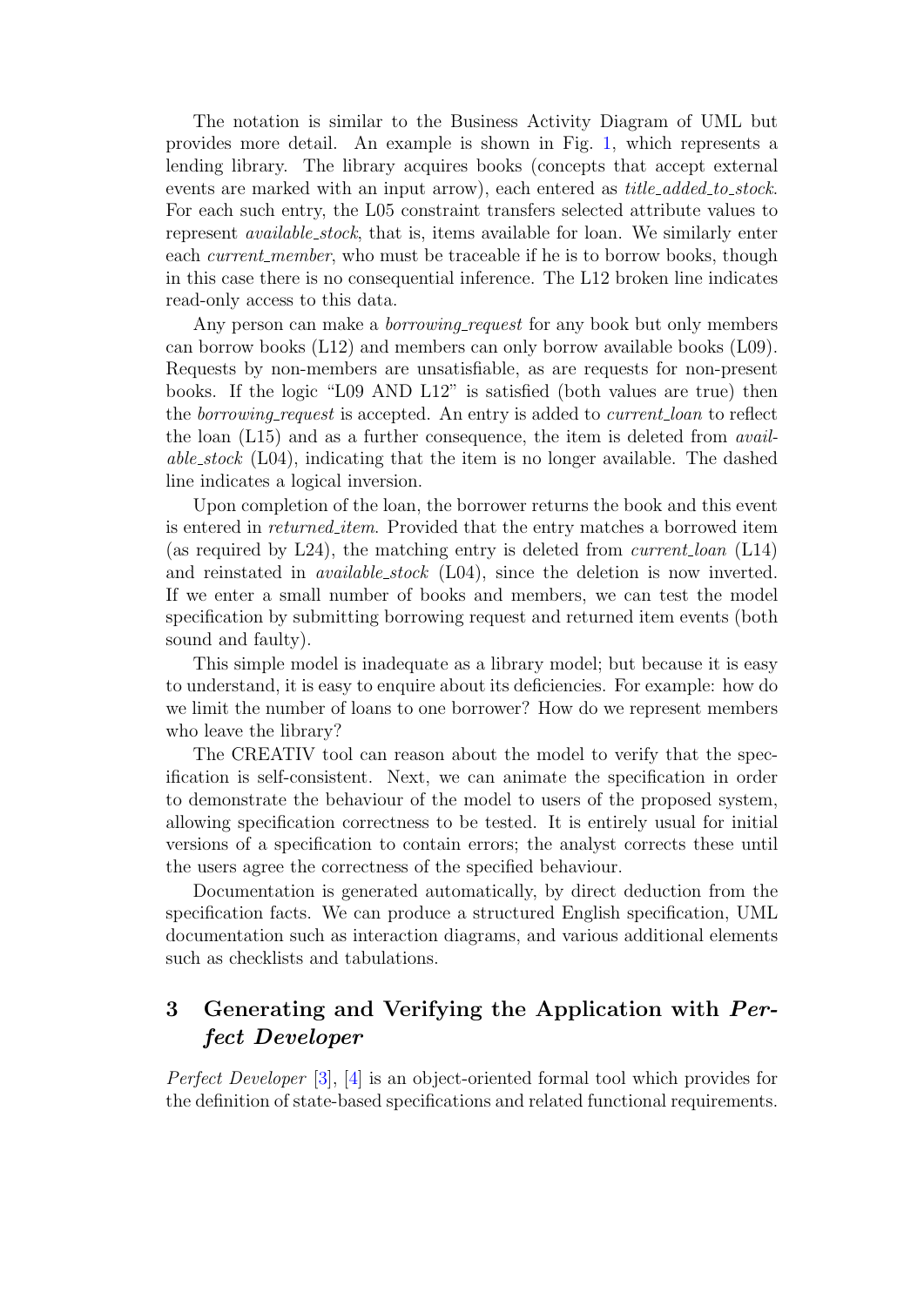The notation is similar to the Business Activity Diagram of UML but provides more detail. An example is shown in Fig. 1, which represents a lending library. The library acquires books (concepts that accept external events are marked with an input arrow), each entered as *title_added_to_stock*. For each such entry, the L05 constraint transfers selected attribute values to represent *available_stock*, that is, items available for loan. We similarly enter each *current_member*, who must be traceable if he is to borrow books, though in this case there is no consequential inference. The L12 broken line indicates read-only access to this data.

Any person can make a *borrowing_request* for any book but only members can borrow books (L12) and members can only borrow available books (L09). Requests by non-members are unsatisfiable, as are requests for non-present books. If the logic "L09 AND L12" is satisfied (both values are true) then the *borrowing_request* is accepted. An entry is added to *current_loan* to reflect the loan (L15) and as a further consequence, the item is deleted from *available_stock* (L04), indicating that the item is no longer available. The dashed line indicates a logical inversion.

Upon completion of the loan, the borrower returns the book and this event is entered in *returned_item*. Provided that the entry matches a borrowed item (as required by L24), the matching entry is deleted from *current_loan* (L14) and reinstated in *available_stock* (L04), since the deletion is now inverted. If we enter a small number of books and members, we can test the model specification by submitting borrowing request and returned item events (both sound and faulty).

This simple model is inadequate as a library model; but because it is easy to understand, it is easy to enquire about its deficiencies. For example: how do we limit the number of loans to one borrower? How do we represent members who leave the library?

The CREATIV tool can reason about the model to verify that the specification is self-consistent. Next, we can animate the specification in order to demonstrate the behaviour of the model to users of the proposed system, allowing specification correctness to be tested. It is entirely usual for initial versions of a specification to contain errors; the analyst corrects these until the users agree the correctness of the specified behaviour.

Documentation is generated automatically, by direct deduction from the specification facts. We can produce a structured English specification, UML documentation such as interaction diagrams, and various additional elements such as checklists and tabulations.

## 3 Generating and Verifying the Application with *Perfect Developer*

*Perfect Developer* [3], [4] is an object-oriented formal tool which provides for the definition of state-based specifications and related functional requirements.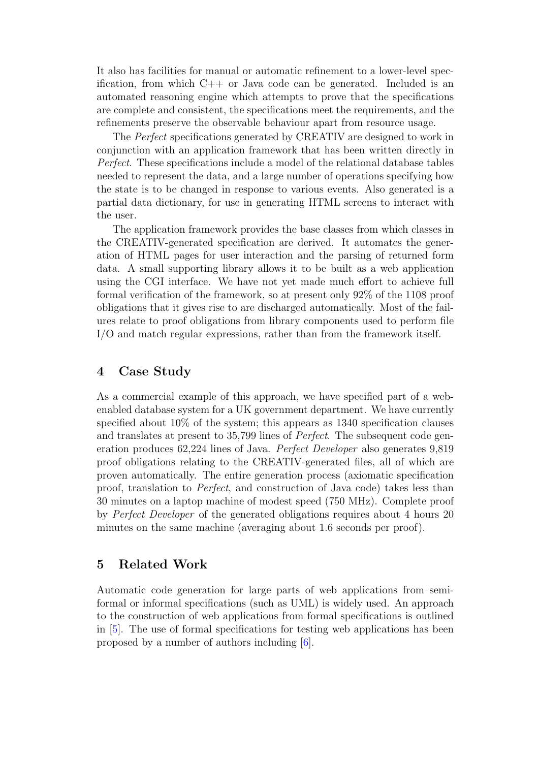It also has facilities for manual or automatic refinement to a lower-level specification, from which C++ or Java code can be generated. Included is an automated reasoning engine which attempts to prove that the specifications are complete and consistent, the specifications meet the requirements, and the refinements preserve the observable behaviour apart from resource usage.

The *Perfect* specifications generated by CREATIV are designed to work in conjunction with an application framework that has been written directly in *Perfect*. These specifications include a model of the relational database tables needed to represent the data, and a large number of operations specifying how the state is to be changed in response to various events. Also generated is a partial data dictionary, for use in generating HTML screens to interact with the user.

The application framework provides the base classes from which classes in the CREATIV-generated specification are derived. It automates the generation of HTML pages for user interaction and the parsing of returned form data. A small supporting library allows it to be built as a web application using the CGI interface. We have not yet made much effort to achieve full formal verification of the framework, so at present only 92% of the 1108 proof obligations that it gives rise to are discharged automatically. Most of the failures relate to proof obligations from library components used to perform file I/O and match regular expressions, rather than from the framework itself.

## 4 Case Study

As a commercial example of this approach, we have specified part of a web-enabled database system for a UK government department. We have currently specified about 10% of the system; this appears as 1340 specification clauses and translates at present to 35,799 lines of *Perfect*. The subsequent code generation produces 62,224 lines of Java. *Perfect Developer* also generates 9,819 proof obligations relating to the CREATIV-generated files, all of which are proven automatically. The entire generation process (axiomatic specification proof, translation to *Perfect*, and construction of Java code) takes less than 30 minutes on a laptop machine of modest speed (750 MHz). Complete proof by *Perfect Developer* of the generated obligations requires about 4 hours 20 minutes on the same machine (averaging about 1.6 seconds per proof).

## 5 Related Work

Automatic code generation for large parts of web applications from semi-formal or informal specifications (such as UML) is widely used. An approach to the construction of web applications from formal specifications is outlined in [5]. The use of formal specifications for testing web applications has been proposed by a number of authors including [6].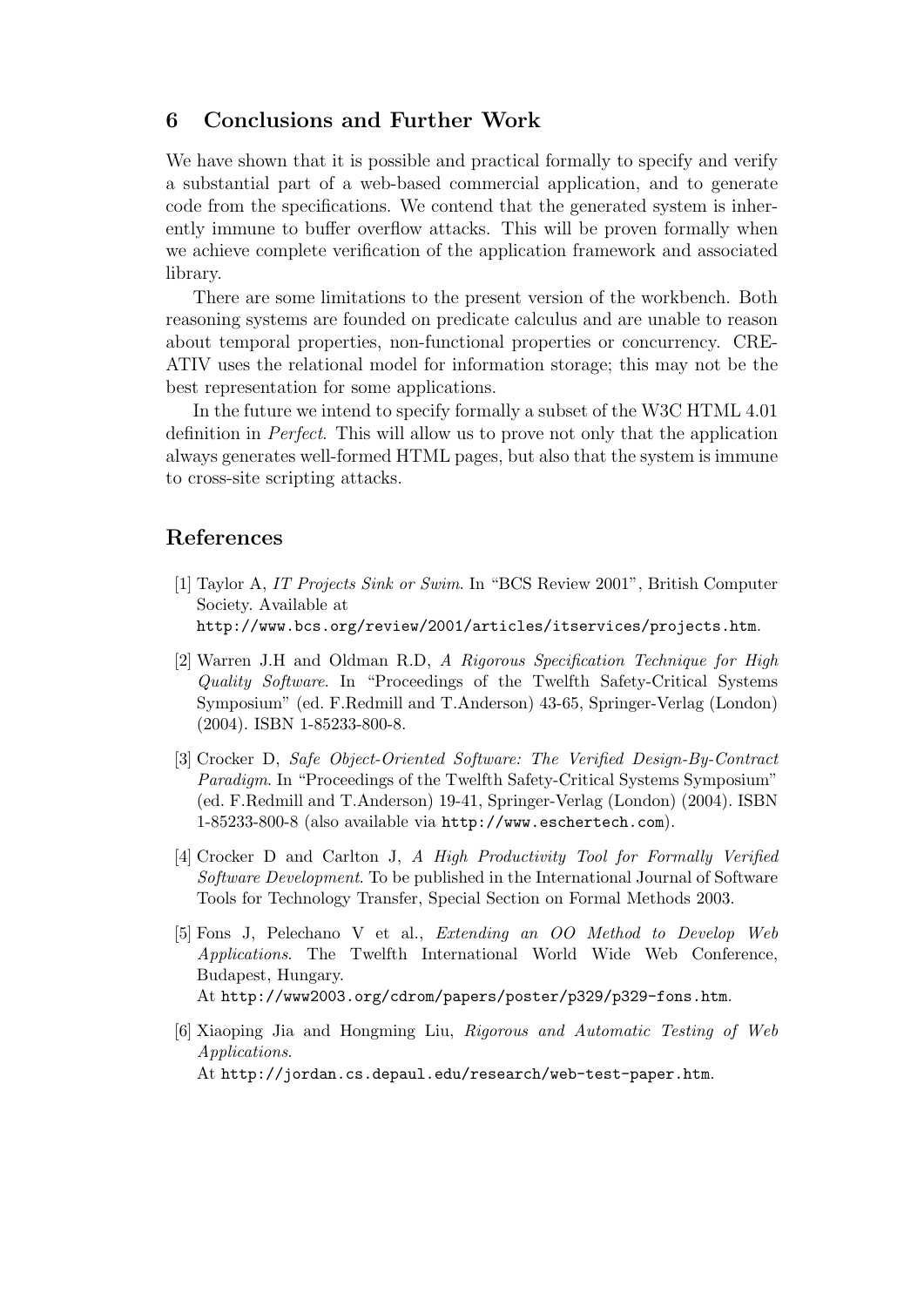## 6 Conclusions and Further Work

We have shown that it is possible and practical formally to specify and verify a substantial part of a web-based commercial application, and to generate code from the specifications. We contend that the generated system is inherently immune to buffer overflow attacks. This will be proven formally when we achieve complete verification of the application framework and associated library.

There are some limitations to the present version of the workbench. Both reasoning systems are founded on predicate calculus and are unable to reason about temporal properties, non-functional properties or concurrency. CREATIV uses the relational model for information storage; this may not be the best representation for some applications.

In the future we intend to specify formally a subset of the W3C HTML 4.01 definition in *Perfect*. This will allow us to prove not only that the application always generates well-formed HTML pages, but also that the system is immune to cross-site scripting attacks.

## References

[1] Taylor A, *IT Projects Sink or Swim*. In "BCS Review 2001", British Computer Society. Available at `http://www.bcs.org/review/2001/articles/itservices/projects.htm`.

[2] Warren J.H and Oldman R.D, *A Rigorous Specification Technique for High Quality Software*. In "Proceedings of the Twelfth Safety-Critical Systems Symposium" (ed. F.Redmill and T.Anderson) 43-65, Springer-Verlag (London) (2004). ISBN 1-85233-800-8.

[3] Crocker D, *Safe Object-Oriented Software: The Verified Design-By-Contract Paradigm*. In "Proceedings of the Twelfth Safety-Critical Systems Symposium" (ed. F.Redmill and T.Anderson) 19-41, Springer-Verlag (London) (2004). ISBN 1-85233-800-8 (also available via `http://www.eschertech.com`).

[4] Crocker D and Carlton J, *A High Productivity Tool for Formally Verified Software Development*. To be published in the International Journal of Software Tools for Technology Transfer, Special Section on Formal Methods 2003.

[5] Fons J, Pelechano V et al., *Extending an OO Method to Develop Web Applications*. The Twelfth International World Wide Web Conference, Budapest, Hungary. At `http://www2003.org/cdrom/papers/poster/p329/p329-fons.htm`.

[6] Xiaoping Jia and Hongming Liu, *Rigorous and Automatic Testing of Web Applications*. At `http://jordan.cs.depaul.edu/research/web-test-paper.htm`.